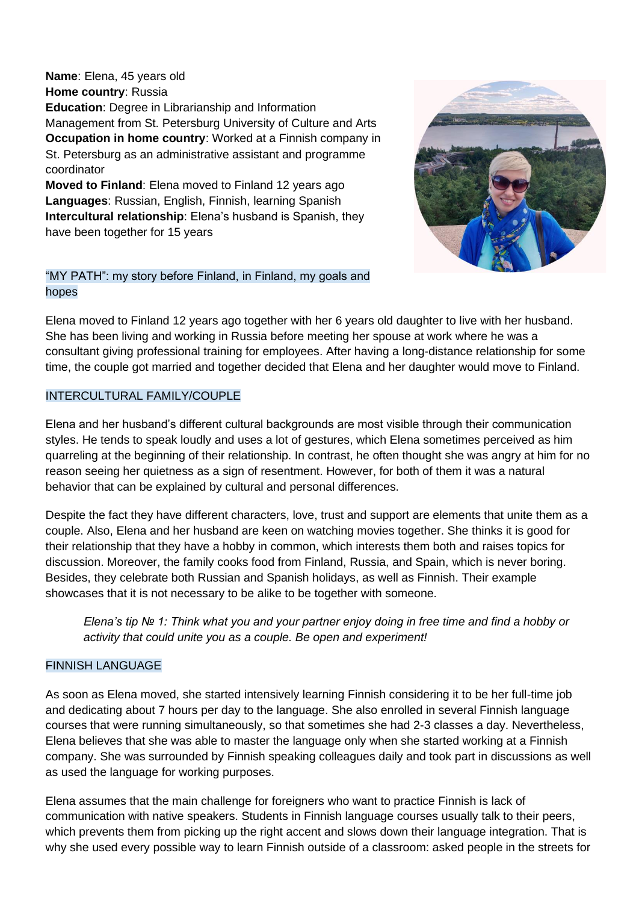**Name**: Elena, 45 years old
**Home country**: Russia
**Education**: Degree in Librarianship and Information Management from St. Petersburg University of Culture and Arts
**Occupation in home country**: Worked at a Finnish company in St. Petersburg as an administrative assistant and programme coordinator
**Moved to Finland**: Elena moved to Finland 12 years ago
**Languages**: Russian, English, Finnish, learning Spanish
**Intercultural relationship**: Elena's husband is Spanish, they have been together for 15 years

## "MY PATH": my story before Finland, in Finland, my goals and hopes

Elena moved to Finland 12 years ago together with her 6 years old daughter to live with her husband. She has been living and working in Russia before meeting her spouse at work where he was a consultant giving professional training for employees. After having a long-distance relationship for some time, the couple got married and together decided that Elena and her daughter would move to Finland.

## INTERCULTURAL FAMILY/COUPLE

Elena and her husband's different cultural backgrounds are most visible through their communication styles. He tends to speak loudly and uses a lot of gestures, which Elena sometimes perceived as him quarreling at the beginning of their relationship. In contrast, he often thought she was angry at him for no reason seeing her quietness as a sign of resentment. However, for both of them it was a natural behavior that can be explained by cultural and personal differences.

Despite the fact they have different characters, love, trust and support are elements that unite them as a couple. Also, Elena and her husband are keen on watching movies together. She thinks it is good for their relationship that they have a hobby in common, which interests them both and raises topics for discussion. Moreover, the family cooks food from Finland, Russia, and Spain, which is never boring. Besides, they celebrate both Russian and Spanish holidays, as well as Finnish. Their example showcases that it is not necessary to be alike to be together with someone.

> *Elena's tip № 1: Think what you and your partner enjoy doing in free time and find a hobby or activity that could unite you as a couple. Be open and experiment!*

## FINNISH LANGUAGE

As soon as Elena moved, she started intensively learning Finnish considering it to be her full-time job and dedicating about 7 hours per day to the language. She also enrolled in several Finnish language courses that were running simultaneously, so that sometimes she had 2-3 classes a day. Nevertheless, Elena believes that she was able to master the language only when she started working at a Finnish company. She was surrounded by Finnish speaking colleagues daily and took part in discussions as well as used the language for working purposes.

Elena assumes that the main challenge for foreigners who want to practice Finnish is lack of communication with native speakers. Students in Finnish language courses usually talk to their peers, which prevents them from picking up the right accent and slows down their language integration. That is why she used every possible way to learn Finnish outside of a classroom: asked people in the streets for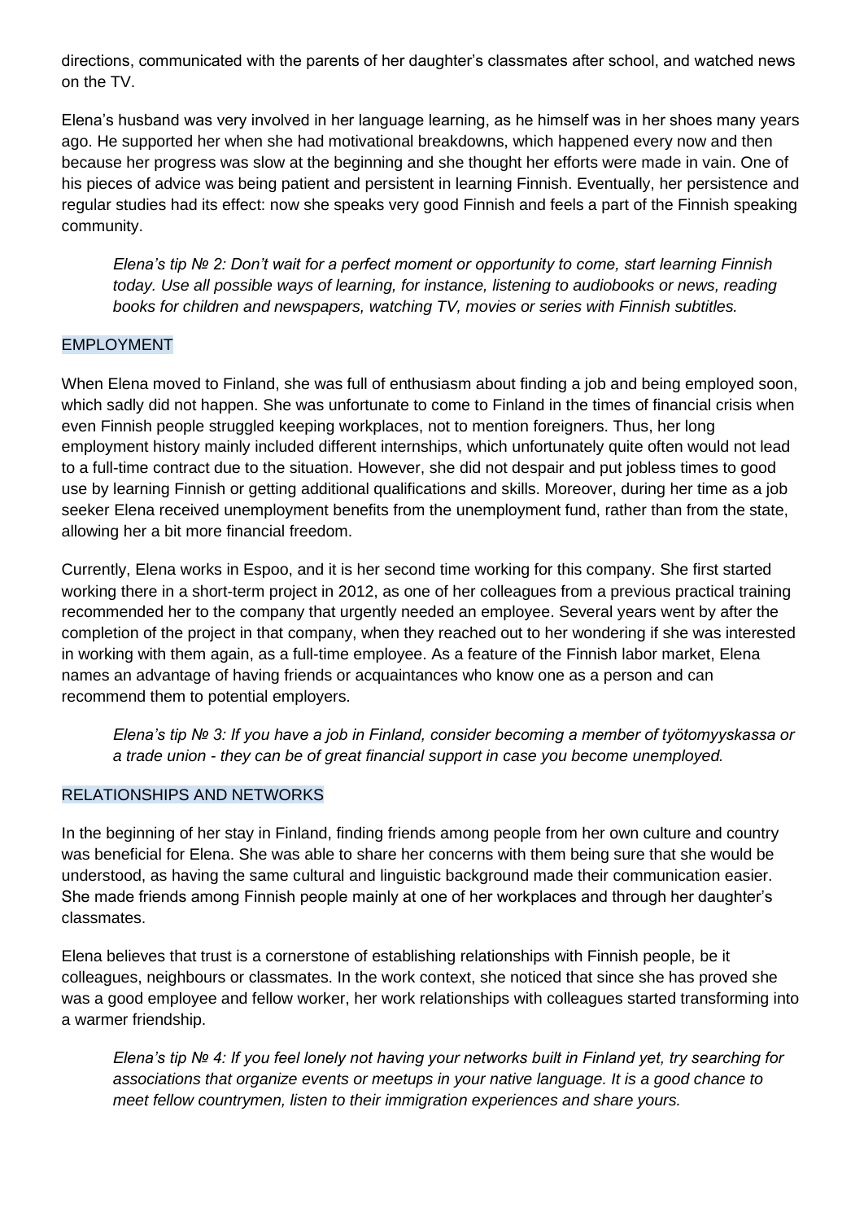directions, communicated with the parents of her daughter's classmates after school, and watched news on the TV.

Elena's husband was very involved in her language learning, as he himself was in her shoes many years ago. He supported her when she had motivational breakdowns, which happened every now and then because her progress was slow at the beginning and she thought her efforts were made in vain. One of his pieces of advice was being patient and persistent in learning Finnish. Eventually, her persistence and regular studies had its effect: now she speaks very good Finnish and feels a part of the Finnish speaking community.

> *Elena's tip № 2: Don't wait for a perfect moment or opportunity to come, start learning Finnish today. Use all possible ways of learning, for instance, listening to audiobooks or news, reading books for children and newspapers, watching TV, movies or series with Finnish subtitles.*

## EMPLOYMENT

When Elena moved to Finland, she was full of enthusiasm about finding a job and being employed soon, which sadly did not happen. She was unfortunate to come to Finland in the times of financial crisis when even Finnish people struggled keeping workplaces, not to mention foreigners. Thus, her long employment history mainly included different internships, which unfortunately quite often would not lead to a full-time contract due to the situation. However, she did not despair and put jobless times to good use by learning Finnish or getting additional qualifications and skills. Moreover, during her time as a job seeker Elena received unemployment benefits from the unemployment fund, rather than from the state, allowing her a bit more financial freedom.

Currently, Elena works in Espoo, and it is her second time working for this company. She first started working there in a short-term project in 2012, as one of her colleagues from a previous practical training recommended her to the company that urgently needed an employee. Several years went by after the completion of the project in that company, when they reached out to her wondering if she was interested in working with them again, as a full-time employee. As a feature of the Finnish labor market, Elena names an advantage of having friends or acquaintances who know one as a person and can recommend them to potential employers.

> *Elena's tip № 3: If you have a job in Finland, consider becoming a member of työtomyyskassa or a trade union - they can be of great financial support in case you become unemployed.*

## RELATIONSHIPS AND NETWORKS

In the beginning of her stay in Finland, finding friends among people from her own culture and country was beneficial for Elena. She was able to share her concerns with them being sure that she would be understood, as having the same cultural and linguistic background made their communication easier. She made friends among Finnish people mainly at one of her workplaces and through her daughter's classmates.

Elena believes that trust is a cornerstone of establishing relationships with Finnish people, be it colleagues, neighbours or classmates. In the work context, she noticed that since she has proved she was a good employee and fellow worker, her work relationships with colleagues started transforming into a warmer friendship.

> *Elena's tip № 4: If you feel lonely not having your networks built in Finland yet, try searching for associations that organize events or meetups in your native language. It is a good chance to meet fellow countrymen, listen to their immigration experiences and share yours.*